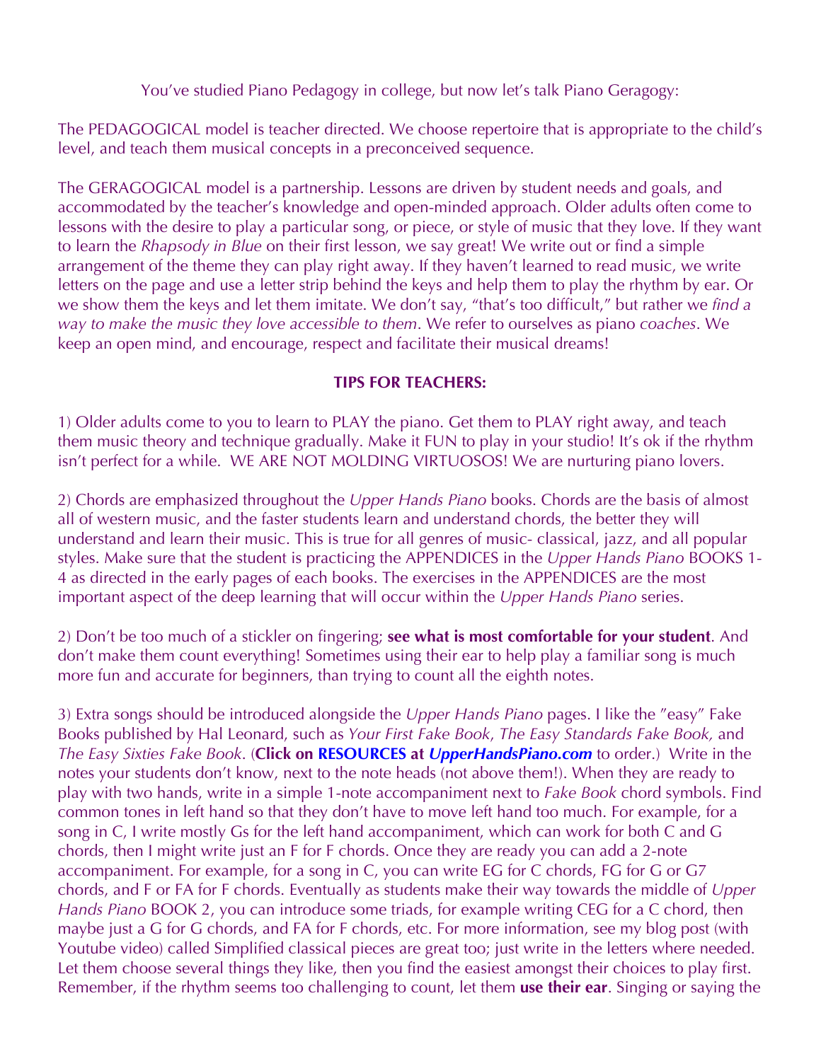You've studied Piano Pedagogy in college, but now let's talk Piano Geragogy:

The PEDAGOGICAL model is teacher directed. We choose repertoire that is appropriate to the child's level, and teach them musical concepts in a preconceived sequence.

The GERAGOGICAL model is a partnership. Lessons are driven by student needs and goals, and accommodated by the teacher's knowledge and open-minded approach. Older adults often come to lessons with the desire to play a particular song, or piece, or style of music that they love. If they want to learn the *Rhapsody in Blue* on their first lesson, we say great! We write out or find a simple arrangement of the theme they can play right away. If they haven't learned to read music, we write letters on the page and use a letter strip behind the keys and help them to play the rhythm by ear. Or we show them the keys and let them imitate. We don't say, "that's too difficult," but rather we *find a way to make the music they love accessible to them*. We refer to ourselves as piano *coaches*. We keep an open mind, and encourage, respect and facilitate their musical dreams!

**TIPS FOR TEACHERS:**

1) Older adults come to you to learn to PLAY the piano. Get them to PLAY right away, and teach them music theory and technique gradually. Make it FUN to play in your studio! It's ok if the rhythm isn't perfect for a while. WE ARE NOT MOLDING VIRTUOSOS! We are nurturing piano lovers.

2) Chords are emphasized throughout the *Upper Hands Piano* books. Chords are the basis of almost all of western music, and the faster students learn and understand chords, the better they will understand and learn their music. This is true for all genres of music- classical, jazz, and all popular styles. Make sure that the student is practicing the APPENDICES in the *Upper Hands Piano* BOOKS 1-4 as directed in the early pages of each books. The exercises in the APPENDICES are the most important aspect of the deep learning that will occur within the *Upper Hands Piano* series.

2) Don't be too much of a stickler on fingering; **see what is most comfortable for your student**. And don't make them count everything! Sometimes using their ear to help play a familiar song is much more fun and accurate for beginners, than trying to count all the eighth notes.

3) Extra songs should be introduced alongside the *Upper Hands Piano* pages. I like the "easy" Fake Books published by Hal Leonard, such as *Your First Fake Book*, *The Easy Standards Fake Book,* and *The Easy Sixties Fake Book*. (**Click on RESOURCES at *UpperHandsPiano.com*** to order.) Write in the notes your students don't know, next to the note heads (not above them!). When they are ready to play with two hands, write in a simple 1-note accompaniment next to *Fake Book* chord symbols. Find common tones in left hand so that they don't have to move left hand too much. For example, for a song in C, I write mostly Gs for the left hand accompaniment, which can work for both C and G chords, then I might write just an F for F chords. Once they are ready you can add a 2-note accompaniment. For example, for a song in C, you can write EG for C chords, FG for G or G7 chords, and F or FA for F chords. Eventually as students make their way towards the middle of *Upper Hands Piano* BOOK 2, you can introduce some triads, for example writing CEG for a C chord, then maybe just a G for G chords, and FA for F chords, etc. For more information, see my blog post (with Youtube video) called Simplified classical pieces are great too; just write in the letters where needed. Let them choose several things they like, then you find the easiest amongst their choices to play first. Remember, if the rhythm seems too challenging to count, let them **use their ear**. Singing or saying the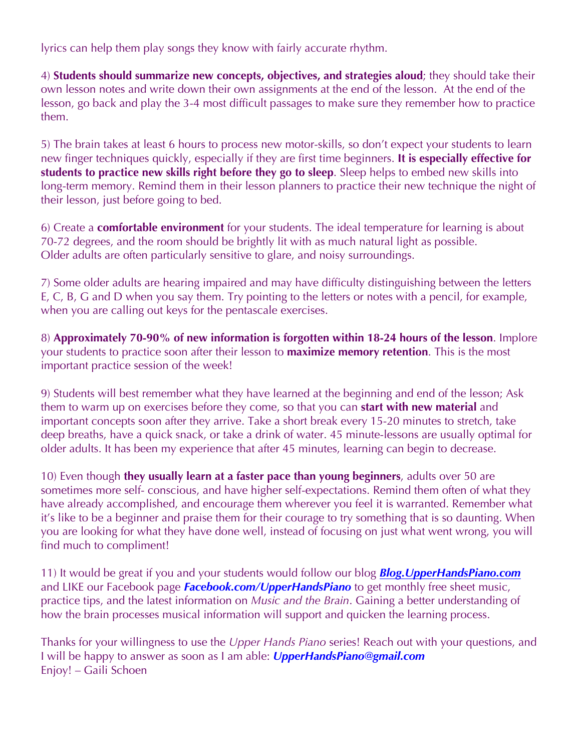lyrics can help them play songs they know with fairly accurate rhythm.

4) **Students should summarize new concepts, objectives, and strategies aloud**; they should take their own lesson notes and write down their own assignments at the end of the lesson. At the end of the lesson, go back and play the 3-4 most difficult passages to make sure they remember how to practice them.

5) The brain takes at least 6 hours to process new motor-skills, so don't expect your students to learn new finger techniques quickly, especially if they are first time beginners. **It is especially effective for students to practice new skills right before they go to sleep**. Sleep helps to embed new skills into long-term memory. Remind them in their lesson planners to practice their new technique the night of their lesson, just before going to bed.

6) Create a **comfortable environment** for your students. The ideal temperature for learning is about 70-72 degrees, and the room should be brightly lit with as much natural light as possible. Older adults are often particularly sensitive to glare, and noisy surroundings.

7) Some older adults are hearing impaired and may have difficulty distinguishing between the letters E, C, B, G and D when you say them. Try pointing to the letters or notes with a pencil, for example, when you are calling out keys for the pentascale exercises.

8) **Approximately 70-90% of new information is forgotten within 18-24 hours of the lesson**. Implore your students to practice soon after their lesson to **maximize memory retention**. This is the most important practice session of the week!

9) Students will best remember what they have learned at the beginning and end of the lesson; Ask them to warm up on exercises before they come, so that you can **start with new material** and important concepts soon after they arrive. Take a short break every 15-20 minutes to stretch, take deep breaths, have a quick snack, or take a drink of water. 45 minute-lessons are usually optimal for older adults. It has been my experience that after 45 minutes, learning can begin to decrease.

10) Even though **they usually learn at a faster pace than young beginners**, adults over 50 are sometimes more self- conscious, and have higher self-expectations. Remind them often of what they have already accomplished, and encourage them wherever you feel it is warranted. Remember what it's like to be a beginner and praise them for their courage to try something that is so daunting. When you are looking for what they have done well, instead of focusing on just what went wrong, you will find much to compliment!

11) It would be great if you and your students would follow our blog ***Blog.UpperHandsPiano.com*** and LIKE our Facebook page ***Facebook.com/UpperHandsPiano*** to get monthly free sheet music, practice tips, and the latest information on *Music and the Brain*. Gaining a better understanding of how the brain processes musical information will support and quicken the learning process.

Thanks for your willingness to use the *Upper Hands Piano* series! Reach out with your questions, and I will be happy to answer as soon as I am able: ***UpperHandsPiano@gmail.com***
Enjoy! – Gaili Schoen